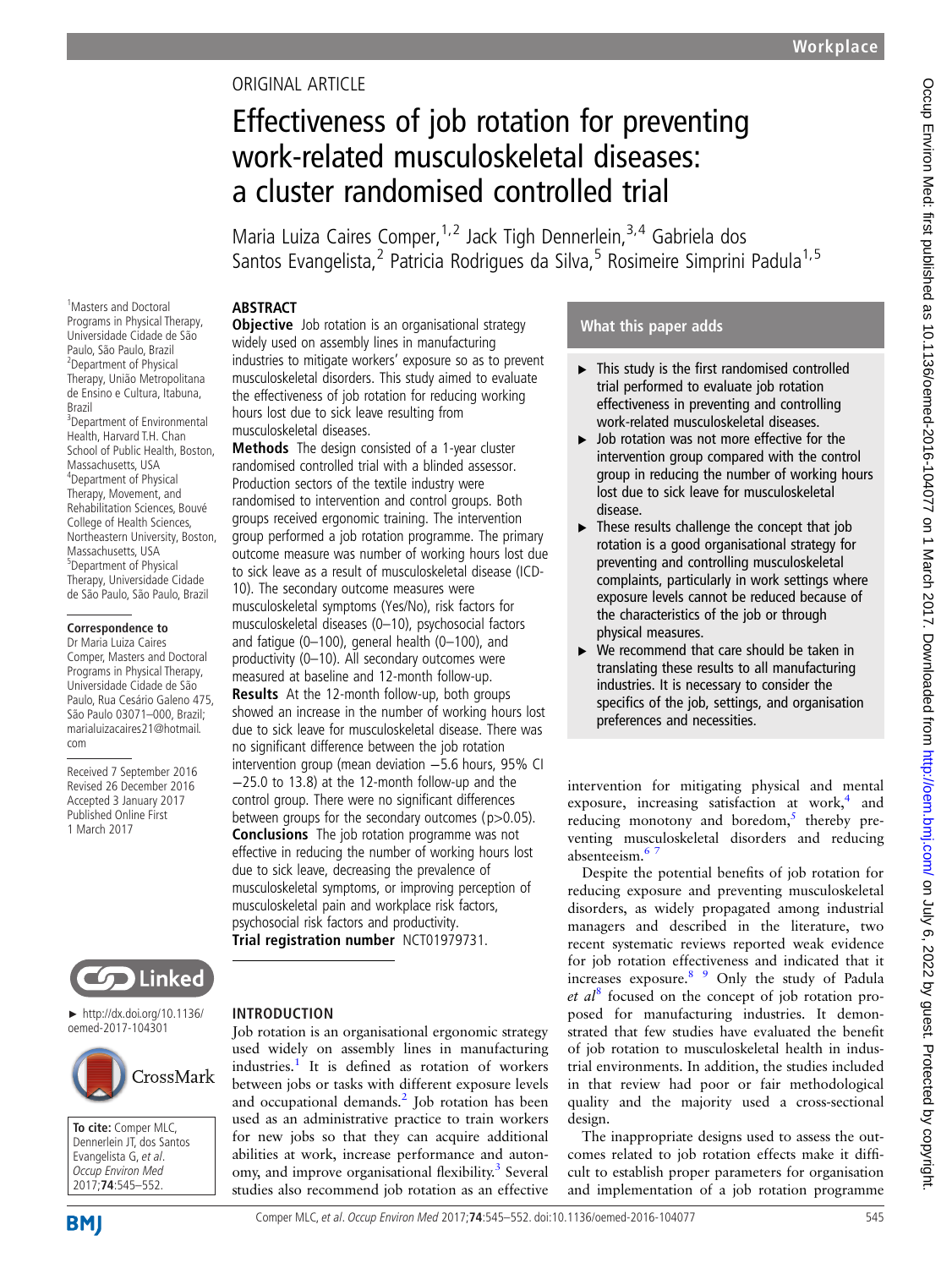ORIGINAL ARTICLE

# Effectiveness of job rotation for preventing work-related musculoskeletal diseases: a cluster randomised controlled trial

Maria Luiza Caires Comper,[1,2] Jack Tigh Dennerlein,[3,4] Gabriela dos Santos Evangelista,[2] Patricia Rodrigues da Silva,[5] Rosimeire Simprini Padula[1,5]

[1]Masters and Doctoral Programs in Physical Therapy, Universidade Cidade de São Paulo, São Paulo, Brazil
[2]Department of Physical Therapy, União Metropolitana de Ensino e Cultura, Itabuna, Brazil
[3]Department of Environmental Health, Harvard T.H. Chan School of Public Health, Boston, Massachusetts, USA
[4]Department of Physical Therapy, Movement, and Rehabilitation Sciences, Bouvé College of Health Sciences, Northeastern University, Boston, Massachusetts, USA
[5]Department of Physical Therapy, Universidade Cidade de São Paulo, São Paulo, Brazil

**Correspondence to**
Dr Maria Luiza Caires Comper, Masters and Doctoral Programs in Physical Therapy, Universidade Cidade de São Paulo, Rua Cesário Galeno 475, São Paulo 03071–000, Brazil; marialuizacaires21@hotmail.com

Received 7 September 2016
Revised 26 December 2016
Accepted 3 January 2017
Published Online First 1 March 2017

► http://dx.doi.org/10.1136/oemed-2017-104301

**To cite:** Comper MLC, Dennerlein JT, dos Santos Evangelista G, *et al*. *Occup Environ Med* 2017;**74**:545–552.

## ABSTRACT

**Objective** Job rotation is an organisational strategy widely used on assembly lines in manufacturing industries to mitigate workers' exposure so as to prevent musculoskeletal disorders. This study aimed to evaluate the effectiveness of job rotation for reducing working hours lost due to sick leave resulting from musculoskeletal diseases.

**Methods** The design consisted of a 1-year cluster randomised controlled trial with a blinded assessor. Production sectors of the textile industry were randomised to intervention and control groups. Both groups received ergonomic training. The intervention group performed a job rotation programme. The primary outcome measure was number of working hours lost due to sick leave as a result of musculoskeletal disease (ICD-10). The secondary outcome measures were musculoskeletal symptoms (Yes/No), risk factors for musculoskeletal diseases (0–10), psychosocial factors and fatigue (0–100), general health (0–100), and productivity (0–10). All secondary outcomes were measured at baseline and 12-month follow-up.

**Results** At the 12-month follow-up, both groups showed an increase in the number of working hours lost due to sick leave for musculoskeletal disease. There was no significant difference between the job rotation intervention group (mean deviation −5.6 hours, 95% CI −25.0 to 13.8) at the 12-month follow-up and the control group. There were no significant differences between groups for the secondary outcomes (p>0.05).

**Conclusions** The job rotation programme was not effective in reducing the number of working hours lost due to sick leave, decreasing the prevalence of musculoskeletal symptoms, or improving perception of musculoskeletal pain and workplace risk factors, psychosocial risk factors and productivity.

**Trial registration number** NCT01979731.

## What this paper adds

- This study is the first randomised controlled trial performed to evaluate job rotation effectiveness in preventing and controlling work-related musculoskeletal diseases.
- Job rotation was not more effective for the intervention group compared with the control group in reducing the number of working hours lost due to sick leave for musculoskeletal disease.
- These results challenge the concept that job rotation is a good organisational strategy for preventing and controlling musculoskeletal complaints, particularly in work settings where exposure levels cannot be reduced because of the characteristics of the job or through physical measures.
- We recommend that care should be taken in translating these results to all manufacturing industries. It is necessary to consider the specifics of the job, settings, and organisation preferences and necessities.

## INTRODUCTION

Job rotation is an organisational ergonomic strategy used widely on assembly lines in manufacturing industries.[1] It is defined as rotation of workers between jobs or tasks with different exposure levels and occupational demands.[2] Job rotation has been used as an administrative practice to train workers for new jobs so that they can acquire additional abilities at work, increase performance and autonomy, and improve organisational flexibility.[3] Several studies also recommend job rotation as an effective intervention for mitigating physical and mental exposure, increasing satisfaction at work,[4] and reducing monotony and boredom,[5] thereby preventing musculoskeletal disorders and reducing absenteeism.[6,7]

Despite the potential benefits of job rotation for reducing exposure and preventing musculoskeletal disorders, as widely propagated among industrial managers and described in the literature, two recent systematic reviews reported weak evidence for job rotation effectiveness and indicated that it increases exposure.[8,9] Only the study of Padula *et al*[8] focused on the concept of job rotation proposed for manufacturing industries. It demonstrated that few studies have evaluated the benefit of job rotation to musculoskeletal health in industrial environments. In addition, the studies included in that review had poor or fair methodological quality and the majority used a cross-sectional design.

The inappropriate designs used to assess the outcomes related to job rotation effects make it difficult to establish proper parameters for organisation and implementation of a job rotation programme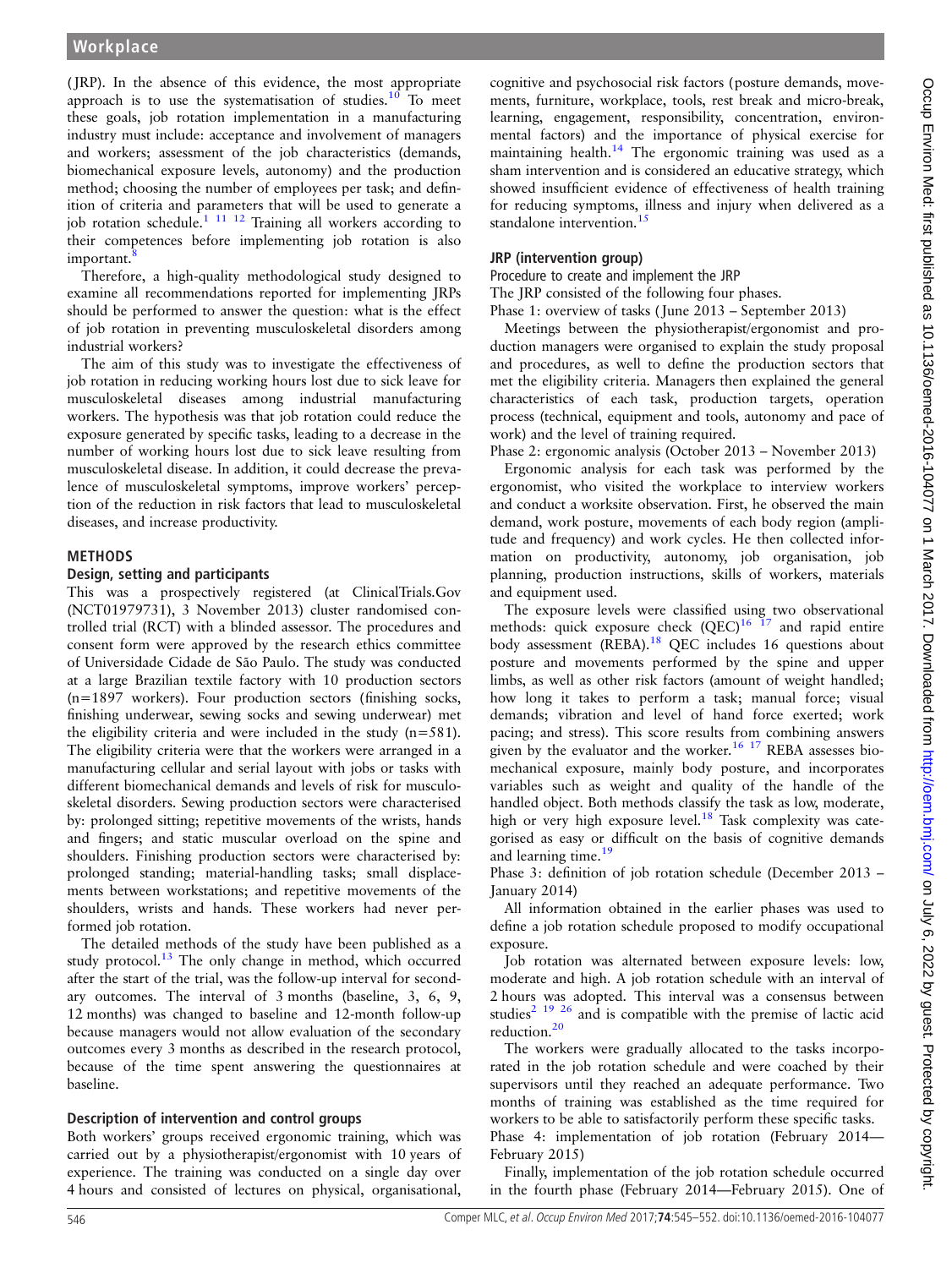(JRP). In the absence of this evidence, the most appropriate approach is to use the systematisation of studies.[10] To meet these goals, job rotation implementation in a manufacturing industry must include: acceptance and involvement of managers and workers; assessment of the job characteristics (demands, biomechanical exposure levels, autonomy) and the production method; choosing the number of employees per task; and definition of criteria and parameters that will be used to generate a job rotation schedule.[1 11 12] Training all workers according to their competences before implementing job rotation is also important.[8]

Therefore, a high-quality methodological study designed to examine all recommendations reported for implementing JRPs should be performed to answer the question: what is the effect of job rotation in preventing musculoskeletal disorders among industrial workers?

The aim of this study was to investigate the effectiveness of job rotation in reducing working hours lost due to sick leave for musculoskeletal diseases among industrial manufacturing workers. The hypothesis was that job rotation could reduce the exposure generated by specific tasks, leading to a decrease in the number of working hours lost due to sick leave resulting from musculoskeletal disease. In addition, it could decrease the prevalence of musculoskeletal symptoms, improve workers' perception of the reduction in risk factors that lead to musculoskeletal diseases, and increase productivity.

## METHODS

### Design, setting and participants

This was a prospectively registered (at ClinicalTrials.Gov (NCT01979731), 3 November 2013) cluster randomised controlled trial (RCT) with a blinded assessor. The procedures and consent form were approved by the research ethics committee of Universidade Cidade de São Paulo. The study was conducted at a large Brazilian textile factory with 10 production sectors (n=1897 workers). Four production sectors (finishing socks, finishing underwear, sewing socks and sewing underwear) met the eligibility criteria and were included in the study (n=581). The eligibility criteria were that the workers were arranged in a manufacturing cellular and serial layout with jobs or tasks with different biomechanical demands and levels of risk for musculoskeletal disorders. Sewing production sectors were characterised by: prolonged sitting; repetitive movements of the wrists, hands and fingers; and static muscular overload on the spine and shoulders. Finishing production sectors were characterised by: prolonged standing; material-handling tasks; small displacements between workstations; and repetitive movements of the shoulders, wrists and hands. These workers had never performed job rotation.

The detailed methods of the study have been published as a study protocol.[13] The only change in method, which occurred after the start of the trial, was the follow-up interval for secondary outcomes. The interval of 3 months (baseline, 3, 6, 9, 12 months) was changed to baseline and 12-month follow-up because managers would not allow evaluation of the secondary outcomes every 3 months as described in the research protocol, because of the time spent answering the questionnaires at baseline.

### Description of intervention and control groups

Both workers' groups received ergonomic training, which was carried out by a physiotherapist/ergonomist with 10 years of experience. The training was conducted on a single day over 4 hours and consisted of lectures on physical, organisational, cognitive and psychosocial risk factors (posture demands, movements, furniture, workplace, tools, rest break and micro-break, learning, engagement, responsibility, concentration, environmental factors) and the importance of physical exercise for maintaining health.[14] The ergonomic training was used as a sham intervention and is considered an educative strategy, which showed insufficient evidence of effectiveness of health training for reducing symptoms, illness and injury when delivered as a standalone intervention.[15]

### JRP (intervention group)

#### Procedure to create and implement the JRP

The JRP consisted of the following four phases.

Phase 1: overview of tasks (June 2013 – September 2013)

Meetings between the physiotherapist/ergonomist and production managers were organised to explain the study proposal and procedures, as well to define the production sectors that met the eligibility criteria. Managers then explained the general characteristics of each task, production targets, operation process (technical, equipment and tools, autonomy and pace of work) and the level of training required.

Phase 2: ergonomic analysis (October 2013 – November 2013)

Ergonomic analysis for each task was performed by the ergonomist, who visited the workplace to interview workers and conduct a worksite observation. First, he observed the main demand, work posture, movements of each body region (amplitude and frequency) and work cycles. He then collected information on productivity, autonomy, job organisation, job planning, production instructions, skills of workers, materials and equipment used.

The exposure levels were classified using two observational methods: quick exposure check (QEC)[16 17] and rapid entire body assessment (REBA).[18] QEC includes 16 questions about posture and movements performed by the spine and upper limbs, as well as other risk factors (amount of weight handled; how long it takes to perform a task; manual force; visual demands; vibration and level of hand force exerted; work pacing; and stress). This score results from combining answers given by the evaluator and the worker.[16 17] REBA assesses biomechanical exposure, mainly body posture, and incorporates variables such as weight and quality of the handle of the handled object. Both methods classify the task as low, moderate, high or very high exposure level.[18] Task complexity was categorised as easy or difficult on the basis of cognitive demands and learning time.[19]

Phase 3: definition of job rotation schedule (December 2013 – January 2014)

All information obtained in the earlier phases was used to define a job rotation schedule proposed to modify occupational exposure.

Job rotation was alternated between exposure levels: low, moderate and high. A job rotation schedule with an interval of 2 hours was adopted. This interval was a consensus between studies[2 19 26] and is compatible with the premise of lactic acid reduction.[20]

The workers were gradually allocated to the tasks incorporated in the job rotation schedule and were coached by their supervisors until they reached an adequate performance. Two months of training was established as the time required for workers to be able to satisfactorily perform these specific tasks.

Phase 4: implementation of job rotation (February 2014—February 2015)

Finally, implementation of the job rotation schedule occurred in the fourth phase (February 2014—February 2015). One of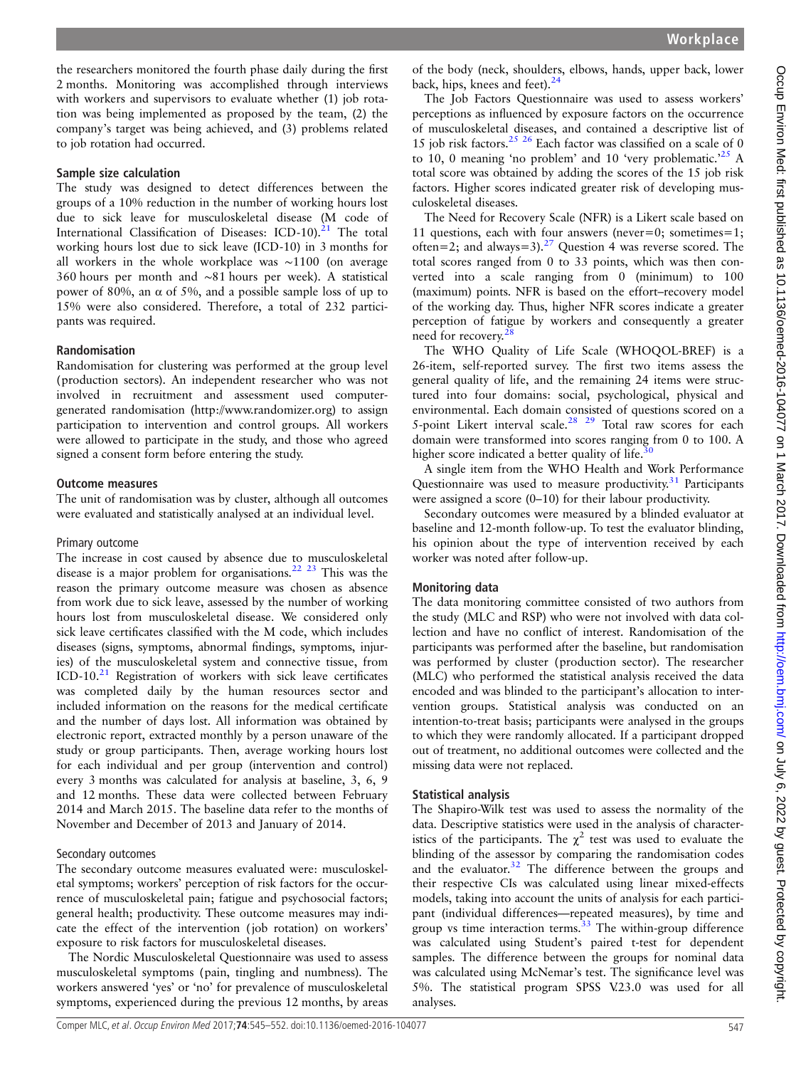the researchers monitored the fourth phase daily during the first 2 months. Monitoring was accomplished through interviews with workers and supervisors to evaluate whether (1) job rotation was being implemented as proposed by the team, (2) the company's target was being achieved, and (3) problems related to job rotation had occurred.

### Sample size calculation

The study was designed to detect differences between the groups of a 10% reduction in the number of working hours lost due to sick leave for musculoskeletal disease (M code of International Classification of Diseases: ICD-10).[21] The total working hours lost due to sick leave (ICD-10) in 3 months for all workers in the whole workplace was ~1100 (on average 360 hours per month and ~81 hours per week). A statistical power of 80%, an α of 5%, and a possible sample loss of up to 15% were also considered. Therefore, a total of 232 participants was required.

### Randomisation

Randomisation for clustering was performed at the group level (production sectors). An independent researcher who was not involved in recruitment and assessment used computer-generated randomisation (http://www.randomizer.org) to assign participation to intervention and control groups. All workers were allowed to participate in the study, and those who agreed signed a consent form before entering the study.

### Outcome measures

The unit of randomisation was by cluster, although all outcomes were evaluated and statistically analysed at an individual level.

#### Primary outcome

The increase in cost caused by absence due to musculoskeletal disease is a major problem for organisations.[22,23] This was the reason the primary outcome measure was chosen as absence from work due to sick leave, assessed by the number of working hours lost from musculoskeletal disease. We considered only sick leave certificates classified with the M code, which includes diseases (signs, symptoms, abnormal findings, symptoms, injuries) of the musculoskeletal system and connective tissue, from ICD-10.[21] Registration of workers with sick leave certificates was completed daily by the human resources sector and included information on the reasons for the medical certificate and the number of days lost. All information was obtained by electronic report, extracted monthly by a person unaware of the study or group participants. Then, average working hours lost for each individual and per group (intervention and control) every 3 months was calculated for analysis at baseline, 3, 6, 9 and 12 months. These data were collected between February 2014 and March 2015. The baseline data refer to the months of November and December of 2013 and January of 2014.

#### Secondary outcomes

The secondary outcome measures evaluated were: musculoskeletal symptoms; workers' perception of risk factors for the occurrence of musculoskeletal pain; fatigue and psychosocial factors; general health; productivity. These outcome measures may indicate the effect of the intervention (job rotation) on workers' exposure to risk factors for musculoskeletal diseases.

The Nordic Musculoskeletal Questionnaire was used to assess musculoskeletal symptoms (pain, tingling and numbness). The workers answered 'yes' or 'no' for prevalence of musculoskeletal symptoms, experienced during the previous 12 months, by areas of the body (neck, shoulders, elbows, hands, upper back, lower back, hips, knees and feet).[24]

The Job Factors Questionnaire was used to assess workers' perceptions as influenced by exposure factors on the occurrence of musculoskeletal diseases, and contained a descriptive list of 15 job risk factors.[25,26] Each factor was classified on a scale of 0 to 10, 0 meaning 'no problem' and 10 'very problematic.'[25] A total score was obtained by adding the scores of the 15 job risk factors. Higher scores indicated greater risk of developing musculoskeletal diseases.

The Need for Recovery Scale (NFR) is a Likert scale based on 11 questions, each with four answers (never=0; sometimes=1; often=2; and always=3).[27] Question 4 was reverse scored. The total scores ranged from 0 to 33 points, which was then converted into a scale ranging from 0 (minimum) to 100 (maximum) points. NFR is based on the effort–recovery model of the working day. Thus, higher NFR scores indicate a greater perception of fatigue by workers and consequently a greater need for recovery.[28]

The WHO Quality of Life Scale (WHOQOL-BREF) is a 26-item, self-reported survey. The first two items assess the general quality of life, and the remaining 24 items were structured into four domains: social, psychological, physical and environmental. Each domain consisted of questions scored on a 5-point Likert interval scale.[28,29] Total raw scores for each domain were transformed into scores ranging from 0 to 100. A higher score indicated a better quality of life.[30]

A single item from the WHO Health and Work Performance Questionnaire was used to measure productivity.[31] Participants were assigned a score (0–10) for their labour productivity.

Secondary outcomes were measured by a blinded evaluator at baseline and 12-month follow-up. To test the evaluator blinding, his opinion about the type of intervention received by each worker was noted after follow-up.

### Monitoring data

The data monitoring committee consisted of two authors from the study (MLC and RSP) who were not involved with data collection and have no conflict of interest. Randomisation of the participants was performed after the baseline, but randomisation was performed by cluster (production sector). The researcher (MLC) who performed the statistical analysis received the data encoded and was blinded to the participant's allocation to intervention groups. Statistical analysis was conducted on an intention-to-treat basis; participants were analysed in the groups to which they were randomly allocated. If a participant dropped out of treatment, no additional outcomes were collected and the missing data were not replaced.

### Statistical analysis

The Shapiro-Wilk test was used to assess the normality of the data. Descriptive statistics were used in the analysis of characteristics of the participants. The $\chi^2$ test was used to evaluate the blinding of the assessor by comparing the randomisation codes and the evaluator.[32] The difference between the groups and their respective CIs was calculated using linear mixed-effects models, taking into account the units of analysis for each participant (individual differences—repeated measures), by time and group vs time interaction terms.[33] The within-group difference was calculated using Student's paired t-test for dependent samples. The difference between the groups for nominal data was calculated using McNemar's test. The significance level was 5%. The statistical program SPSS V.23.0 was used for all analyses.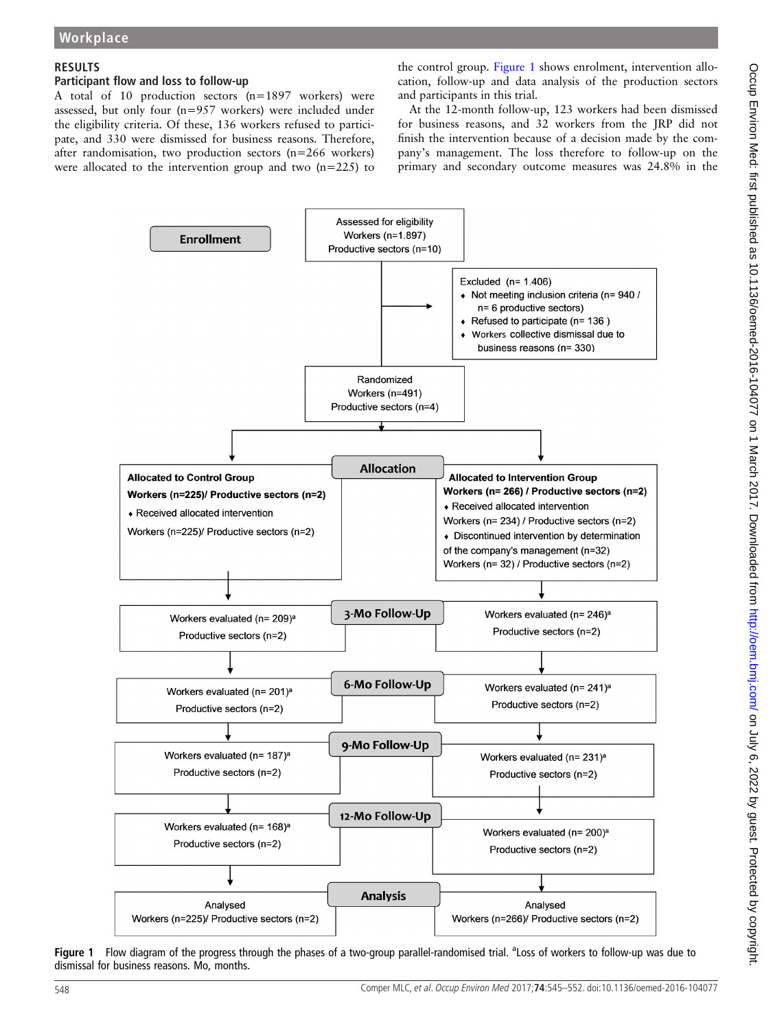## RESULTS

### Participant flow and loss to follow-up

A total of 10 production sectors (n=1897 workers) were assessed, but only four (n=957 workers) were included under the eligibility criteria. Of these, 136 workers refused to participate, and 330 were dismissed for business reasons. Therefore, after randomisation, two production sectors (n=266 workers) were allocated to the intervention group and two (n=225) to the control group. Figure 1 shows enrolment, intervention allocation, follow-up and data analysis of the production sectors and participants in this trial.

At the 12-month follow-up, 123 workers had been dismissed for business reasons, and 32 workers from the JRP did not finish the intervention because of a decision made by the company's management. The loss therefore to follow-up on the primary and secondary outcome measures was 24.8% in the

**Enrollment**

Assessed for eligibility
Workers (n=1.897)
Productive sectors (n=10)

Excluded (n= 1.406)
- Not meeting inclusion criteria (n= 940 / n= 6 productive sectors)
- Refused to participate (n= 136 )
- Workers collective dismissal due to business reasons (n= 330)

Randomized
Workers (n=491)
Productive sectors (n=4)

**Allocation**

| Allocated to Control Group | Allocated to Intervention Group |
|---|---|
| **Workers (n=225)/ Productive sectors (n=2)** | **Workers (n= 266) / Productive sectors (n=2)** |
| • Received allocated intervention<br>Workers (n=225)/ Productive sectors (n=2) | • Received allocated intervention<br>Workers (n= 234) / Productive sectors (n=2)<br>• Discontinued intervention by determination of the company's management (n=32)<br>Workers (n= 32) / Productive sectors (n=2) |

| | Control | Intervention |
|---|---|---|
| **3-Mo Follow-Up** | Workers evaluated (n= 209)[a]<br>Productive sectors (n=2) | Workers evaluated (n= 246)[a]<br>Productive sectors (n=2) |
| **6-Mo Follow-Up** | Workers evaluated (n= 201)[a]<br>Productive sectors (n=2) | Workers evaluated (n= 241)[a]<br>Productive sectors (n=2) |
| **9-Mo Follow-Up** | Workers evaluated (n= 187)[a]<br>Productive sectors (n=2) | Workers evaluated (n= 231)[a]<br>Productive sectors (n=2) |
| **12-Mo Follow-Up** | Workers evaluated (n= 168)[a]<br>Productive sectors (n=2) | Workers evaluated (n= 200)[a]<br>Productive sectors (n=2) |
| **Analysis** | Analysed<br>Workers (n=225)/ Productive sectors (n=2) | Analysed<br>Workers (n=266)/ Productive sectors (n=2) |

**Figure 1** Flow diagram of the progress through the phases of a two-group parallel-randomised trial. [a]Loss of workers to follow-up was due to dismissal for business reasons. Mo, months.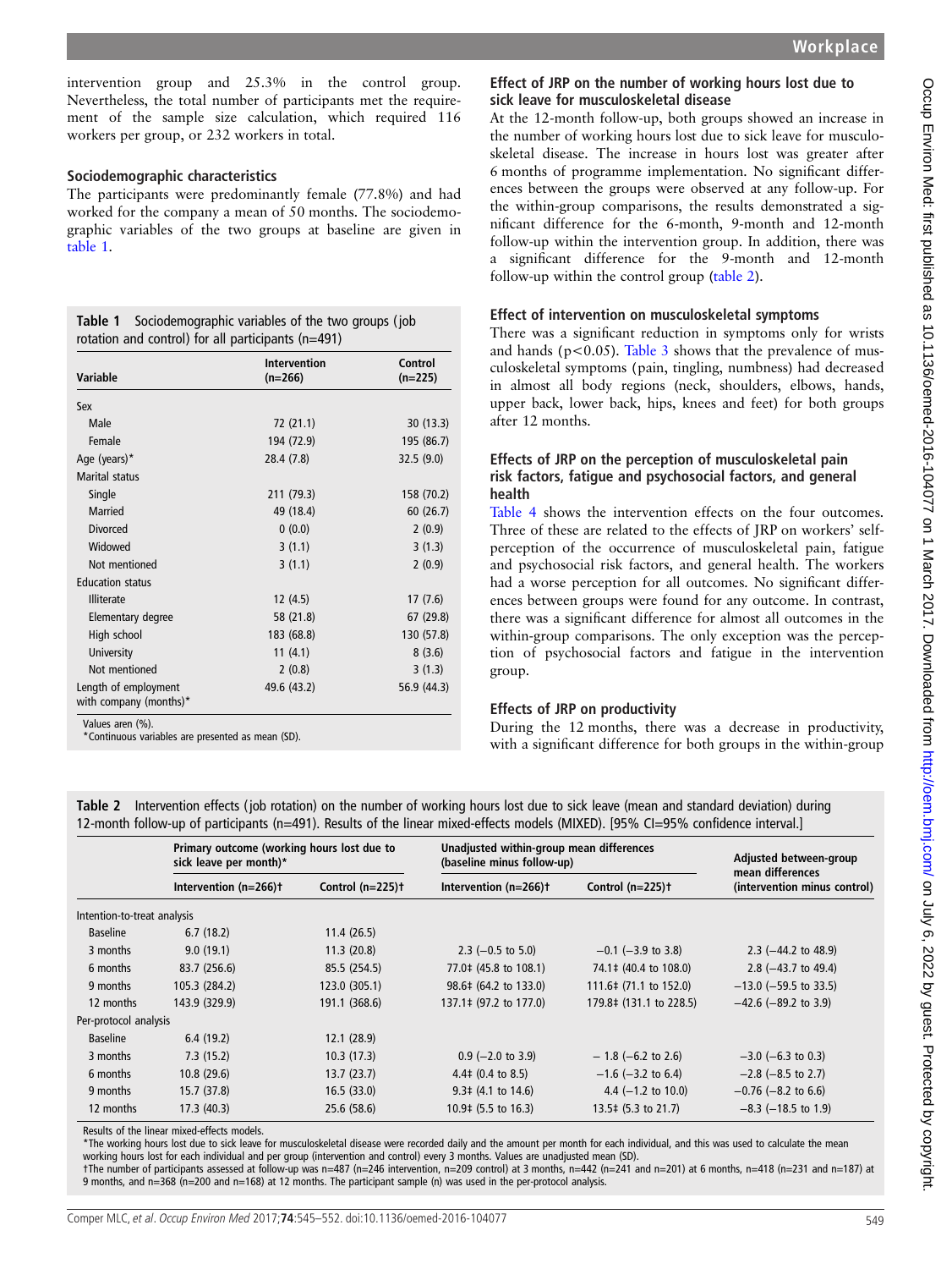intervention group and 25.3% in the control group. Nevertheless, the total number of participants met the requirement of the sample size calculation, which required 116 workers per group, or 232 workers in total.

### Sociodemographic characteristics

The participants were predominantly female (77.8%) and had worked for the company a mean of 50 months. The sociodemographic variables of the two groups at baseline are given in table 1.

**Table 1** Sociodemographic variables of the two groups (job rotation and control) for all participants (n=491)

| Variable | Intervention (n=266) | Control (n=225) |
|---|---|---|
| Sex | | |
| Male | 72 (21.1) | 30 (13.3) |
| Female | 194 (72.9) | 195 (86.7) |
| Age (years)* | 28.4 (7.8) | 32.5 (9.0) |
| Marital status | | |
| Single | 211 (79.3) | 158 (70.2) |
| Married | 49 (18.4) | 60 (26.7) |
| Divorced | 0 (0.0) | 2 (0.9) |
| Widowed | 3 (1.1) | 3 (1.3) |
| Not mentioned | 3 (1.1) | 2 (0.9) |
| Education status | | |
| Illiterate | 12 (4.5) | 17 (7.6) |
| Elementary degree | 58 (21.8) | 67 (29.8) |
| High school | 183 (68.8) | 130 (57.8) |
| University | 11 (4.1) | 8 (3.6) |
| Not mentioned | 2 (0.8) | 3 (1.3) |
| Length of employment with company (months)* | 49.6 (43.2) | 56.9 (44.3) |

Values aren (%).
*Continuous variables are presented as mean (SD).

### Effect of JRP on the number of working hours lost due to sick leave for musculoskeletal disease

At the 12-month follow-up, both groups showed an increase in the number of working hours lost due to sick leave for musculoskeletal disease. The increase in hours lost was greater after 6 months of programme implementation. No significant differences between the groups were observed at any follow-up. For the within-group comparisons, the results demonstrated a significant difference for the 6-month, 9-month and 12-month follow-up within the intervention group. In addition, there was a significant difference for the 9-month and 12-month follow-up within the control group (table 2).

### Effect of intervention on musculoskeletal symptoms

There was a significant reduction in symptoms only for wrists and hands ($p<0.05$). Table 3 shows that the prevalence of musculoskeletal symptoms (pain, tingling, numbness) had decreased in almost all body regions (neck, shoulders, elbows, hands, upper back, lower back, hips, knees and feet) for both groups after 12 months.

### Effects of JRP on the perception of musculoskeletal pain risk factors, fatigue and psychosocial factors, and general health

Table 4 shows the intervention effects on the four outcomes. Three of these are related to the effects of JRP on workers' self-perception of the occurrence of musculoskeletal pain, fatigue and psychosocial risk factors, and general health. The workers had a worse perception for all outcomes. No significant differences between groups were found for any outcome. In contrast, there was a significant difference for almost all outcomes in the within-group comparisons. The only exception was the perception of psychosocial factors and fatigue in the intervention group.

### Effects of JRP on productivity

During the 12 months, there was a decrease in productivity, with a significant difference for both groups in the within-group

**Table 2** Intervention effects (job rotation) on the number of working hours lost due to sick leave (mean and standard deviation) during 12-month follow-up of participants (n=491). Results of the linear mixed-effects models (MIXED). [95% CI=95% confidence interval.]

| | Primary outcome (working hours lost due to sick leave per month)* | | Unadjusted within-group mean differences (baseline minus follow-up) | | Adjusted between-group mean differences (intervention minus control) |
|---|---|---|---|---|---|
| | Intervention (n=266)† | Control (n=225)† | Intervention (n=266)† | Control (n=225)† | |
| Intention-to-treat analysis | | | | | |
| Baseline | 6.7 (18.2) | 11.4 (26.5) | | | |
| 3 months | 9.0 (19.1) | 11.3 (20.8) | 2.3 (−0.5 to 5.0) | −0.1 (−3.9 to 3.8) | 2.3 (−44.2 to 48.9) |
| 6 months | 83.7 (256.6) | 85.5 (254.5) | 77.0‡ (45.8 to 108.1) | 74.1‡ (40.4 to 108.0) | 2.8 (−43.7 to 49.4) |
| 9 months | 105.3 (284.2) | 123.0 (305.1) | 98.6‡ (64.2 to 133.0) | 111.6‡ (71.1 to 152.0) | −13.0 (−59.5 to 33.5) |
| 12 months | 143.9 (329.9) | 191.1 (368.6) | 137.1‡ (97.2 to 177.0) | 179.8‡ (131.1 to 228.5) | −42.6 (−89.2 to 3.9) |
| Per-protocol analysis | | | | | |
| Baseline | 6.4 (19.2) | 12.1 (28.9) | | | |
| 3 months | 7.3 (15.2) | 10.3 (17.3) | 0.9 (−2.0 to 3.9) | − 1.8 (−6.2 to 2.6) | −3.0 (−6.3 to 0.3) |
| 6 months | 10.8 (29.6) | 13.7 (23.7) | 4.4‡ (0.4 to 8.5) | −1.6 (−3.2 to 6.4) | −2.8 (−8.5 to 2.7) |
| 9 months | 15.7 (37.8) | 16.5 (33.0) | 9.3‡ (4.1 to 14.6) | 4.4 (−1.2 to 10.0) | −0.76 (−8.2 to 6.6) |
| 12 months | 17.3 (40.3) | 25.6 (58.6) | 10.9‡ (5.5 to 16.3) | 13.5‡ (5.3 to 21.7) | −8.3 (−18.5 to 1.9) |

Results of the linear mixed-effects models.
*The working hours lost due to sick leave for musculoskeletal disease were recorded daily and the amount per month for each individual, and this was used to calculate the mean working hours lost for each individual and per group (intervention and control) every 3 months. Values are unadjusted mean (SD).
†The number of participants assessed at follow-up was n=487 (n=246 intervention, n=209 control) at 3 months, n=442 (n=241 and n=201) at 6 months, n=418 (n=231 and n=187) at 9 months, and n=368 (n=200 and n=168) at 12 months. The participant sample (n) was used in the per-protocol analysis.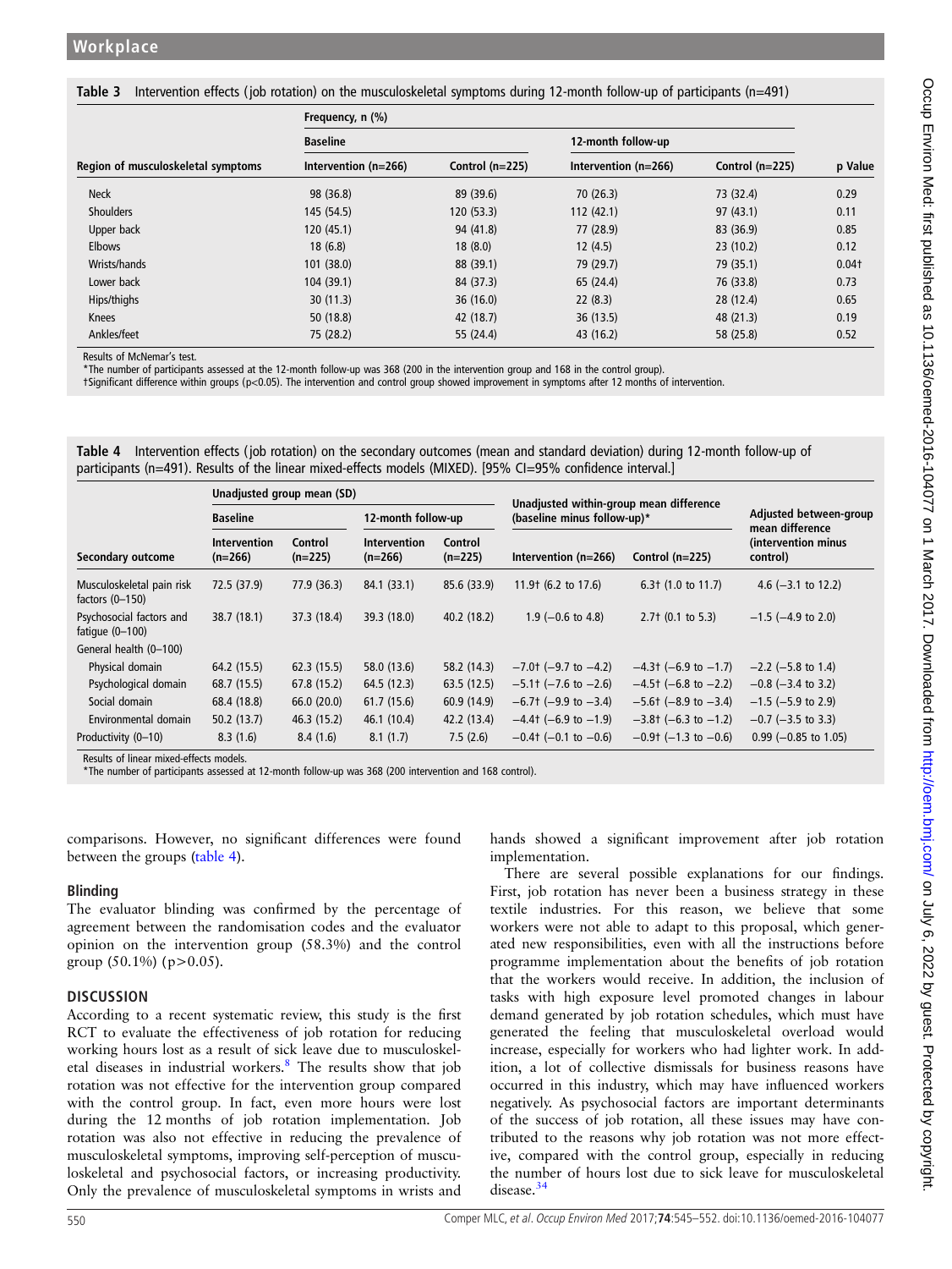Table 3 Intervention effects (job rotation) on the musculoskeletal symptoms during 12-month follow-up of participants (n=491)

| Region of musculoskeletal symptoms | Frequency, n (%) | | | | p Value |
|---|---|---|---|---|---|
| | Baseline | | 12-month follow-up | | |
| | Intervention (n=266) | Control (n=225) | Intervention (n=266) | Control (n=225) | |
| Neck | 98 (36.8) | 89 (39.6) | 70 (26.3) | 73 (32.4) | 0.29 |
| Shoulders | 145 (54.5) | 120 (53.3) | 112 (42.1) | 97 (43.1) | 0.11 |
| Upper back | 120 (45.1) | 94 (41.8) | 77 (28.9) | 83 (36.9) | 0.85 |
| Elbows | 18 (6.8) | 18 (8.0) | 12 (4.5) | 23 (10.2) | 0.12 |
| Wrists/hands | 101 (38.0) | 88 (39.1) | 79 (29.7) | 79 (35.1) | 0.04† |
| Lower back | 104 (39.1) | 84 (37.3) | 65 (24.4) | 76 (33.8) | 0.73 |
| Hips/thighs | 30 (11.3) | 36 (16.0) | 22 (8.3) | 28 (12.4) | 0.65 |
| Knees | 50 (18.8) | 42 (18.7) | 36 (13.5) | 48 (21.3) | 0.19 |
| Ankles/feet | 75 (28.2) | 55 (24.4) | 43 (16.2) | 58 (25.8) | 0.52 |

Results of McNemar's test.
*The number of participants assessed at the 12-month follow-up was 368 (200 in the intervention group and 168 in the control group).
†Significant difference within groups (p<0.05). The intervention and control group showed improvement in symptoms after 12 months of intervention.

Table 4 Intervention effects (job rotation) on the secondary outcomes (mean and standard deviation) during 12-month follow-up of participants (n=491). Results of the linear mixed-effects models (MIXED). [95% CI=95% confidence interval.]

| Secondary outcome | Unadjusted group mean (SD) | | | | Unadjusted within-group mean difference (baseline minus follow-up)* | | Adjusted between-group mean difference (intervention minus control) |
|---|---|---|---|---|---|---|---|
| | Baseline | | 12-month follow-up | | | | |
| | Intervention (n=266) | Control (n=225) | Intervention (n=266) | Control (n=225) | Intervention (n=266) | Control (n=225) | |
| Musculoskeletal pain risk factors (0–150) | 72.5 (37.9) | 77.9 (36.3) | 84.1 (33.1) | 85.6 (33.9) | 11.9† (6.2 to 17.6) | 6.3† (1.0 to 11.7) | 4.6 (−3.1 to 12.2) |
| Psychosocial factors and fatigue (0–100) | 38.7 (18.1) | 37.3 (18.4) | 39.3 (18.0) | 40.2 (18.2) | 1.9 (−0.6 to 4.8) | 2.7† (0.1 to 5.3) | −1.5 (−4.9 to 2.0) |
| General health (0–100) | | | | | | | |
| Physical domain | 64.2 (15.5) | 62.3 (15.5) | 58.0 (13.6) | 58.2 (14.3) | −7.0† (−9.7 to −4.2) | −4.3† (−6.9 to −1.7) | −2.2 (−5.8 to 1.4) |
| Psychological domain | 68.7 (15.5) | 67.8 (15.2) | 64.5 (12.3) | 63.5 (12.5) | −5.1† (−7.6 to −2.6) | −4.5† (−6.8 to −2.2) | −0.8 (−3.4 to 3.2) |
| Social domain | 68.4 (18.8) | 66.0 (20.0) | 61.7 (15.6) | 60.9 (14.9) | −6.7† (−9.9 to −3.4) | −5.6† (−8.9 to −3.4) | −1.5 (−5.9 to 2.9) |
| Environmental domain | 50.2 (13.7) | 46.3 (15.2) | 46.1 (10.4) | 42.2 (13.4) | −4.4† (−6.9 to −1.9) | −3.8† (−6.3 to −1.2) | −0.7 (−3.5 to 3.3) |
| Productivity (0–10) | 8.3 (1.6) | 8.4 (1.6) | 8.1 (1.7) | 7.5 (2.6) | −0.4† (−0.1 to −0.6) | −0.9† (−1.3 to −0.6) | 0.99 (−0.85 to 1.05) |

Results of linear mixed-effects models.
*The number of participants assessed at 12-month follow-up was 368 (200 intervention and 168 control).

comparisons. However, no significant differences were found between the groups (table 4).

### Blinding

The evaluator blinding was confirmed by the percentage of agreement between the randomisation codes and the evaluator opinion on the intervention group (58.3%) and the control group (50.1%) (p>0.05).

## DISCUSSION

According to a recent systematic review, this study is the first RCT to evaluate the effectiveness of job rotation for reducing working hours lost as a result of sick leave due to musculoskeletal diseases in industrial workers.[8] The results show that job rotation was not effective for the intervention group compared with the control group. In fact, even more hours were lost during the 12 months of job rotation implementation. Job rotation was also not effective in reducing the prevalence of musculoskeletal symptoms, improving self-perception of musculoskeletal and psychosocial factors, or increasing productivity. Only the prevalence of musculoskeletal symptoms in wrists and hands showed a significant improvement after job rotation implementation.

There are several possible explanations for our findings. First, job rotation has never been a business strategy in these textile industries. For this reason, we believe that some workers were not able to adapt to this proposal, which generated new responsibilities, even with all the instructions before programme implementation about the benefits of job rotation that the workers would receive. In addition, the inclusion of tasks with high exposure level promoted changes in labour demand generated by job rotation schedules, which must have generated the feeling that musculoskeletal overload would increase, especially for workers who had lighter work. In addition, a lot of collective dismissals for business reasons have occurred in this industry, which may have influenced workers negatively. As psychosocial factors are important determinants of the success of job rotation, all these issues may have contributed to the reasons why job rotation was not more effective, compared with the control group, especially in reducing the number of hours lost due to sick leave for musculoskeletal disease.[34]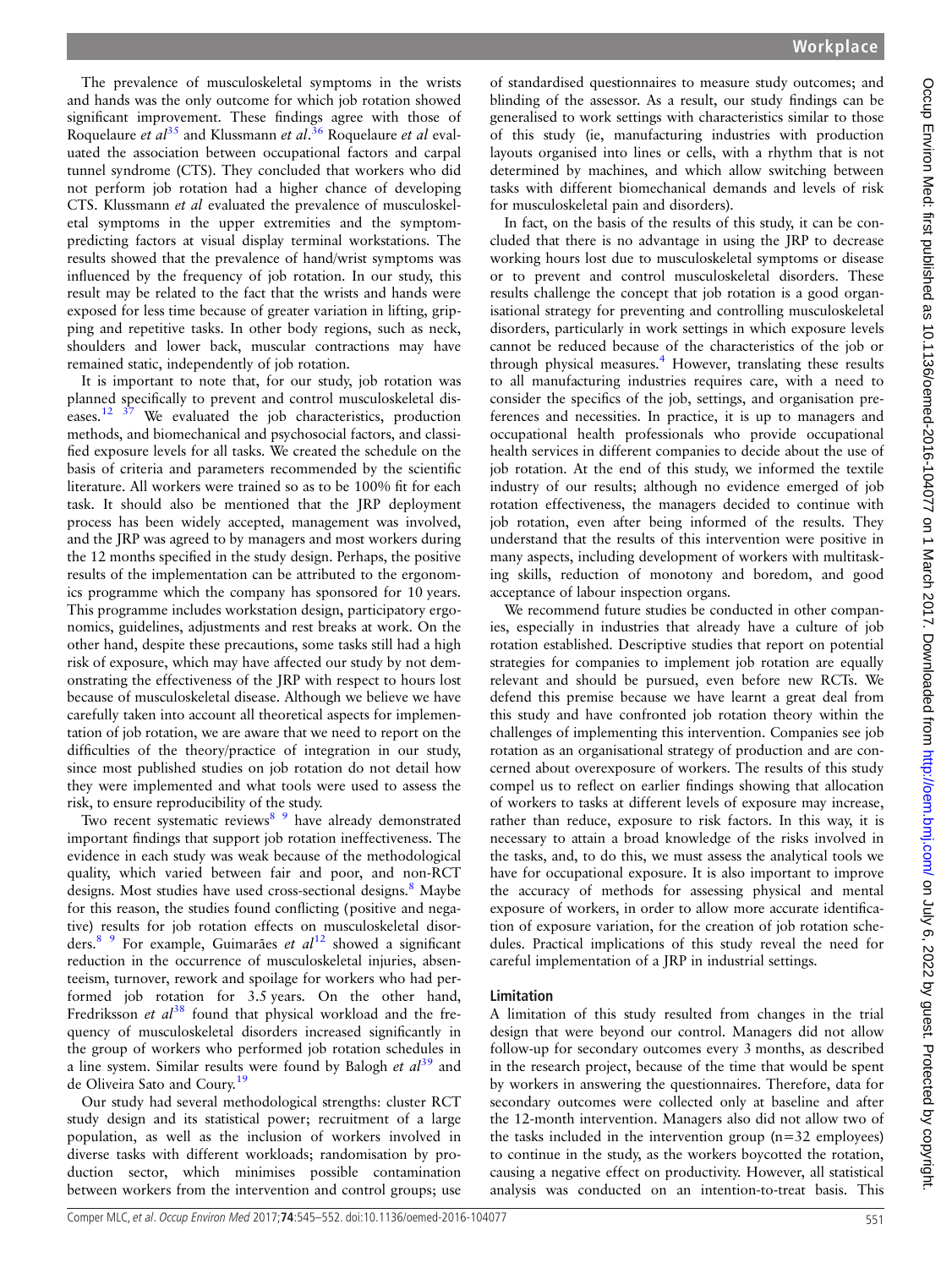The prevalence of musculoskeletal symptoms in the wrists and hands was the only outcome for which job rotation showed significant improvement. These findings agree with those of Roquelaure *et al*[35] and Klussmann *et al*.[36] Roquelaure *et al* evaluated the association between occupational factors and carpal tunnel syndrome (CTS). They concluded that workers who did not perform job rotation had a higher chance of developing CTS. Klussmann *et al* evaluated the prevalence of musculoskeletal symptoms in the upper extremities and the symptom-predicting factors at visual display terminal workstations. The results showed that the prevalence of hand/wrist symptoms was influenced by the frequency of job rotation. In our study, this result may be related to the fact that the wrists and hands were exposed for less time because of greater variation in lifting, gripping and repetitive tasks. In other body regions, such as neck, shoulders and lower back, muscular contractions may have remained static, independently of job rotation.

It is important to note that, for our study, job rotation was planned specifically to prevent and control musculoskeletal diseases.[12 37] We evaluated the job characteristics, production methods, and biomechanical and psychosocial factors, and classified exposure levels for all tasks. We created the schedule on the basis of criteria and parameters recommended by the scientific literature. All workers were trained so as to be 100% fit for each task. It should also be mentioned that the JRP deployment process has been widely accepted, management was involved, and the JRP was agreed to by managers and most workers during the 12 months specified in the study design. Perhaps, the positive results of the implementation can be attributed to the ergonomics programme which the company has sponsored for 10 years. This programme includes workstation design, participatory ergonomics, guidelines, adjustments and rest breaks at work. On the other hand, despite these precautions, some tasks still had a high risk of exposure, which may have affected our study by not demonstrating the effectiveness of the JRP with respect to hours lost because of musculoskeletal disease. Although we believe we have carefully taken into account all theoretical aspects for implementation of job rotation, we are aware that we need to report on the difficulties of the theory/practice of integration in our study, since most published studies on job rotation do not detail how they were implemented and what tools were used to assess the risk, to ensure reproducibility of the study.

Two recent systematic reviews[8 9] have already demonstrated important findings that support job rotation ineffectiveness. The evidence in each study was weak because of the methodological quality, which varied between fair and poor, and non-RCT designs. Most studies have used cross-sectional designs.[8] Maybe for this reason, the studies found conflicting (positive and negative) results for job rotation effects on musculoskeletal disorders.[8 9] For example, Guimarães *et al*[12] showed a significant reduction in the occurrence of musculoskeletal injuries, absenteeism, turnover, rework and spoilage for workers who had performed job rotation for 3.5 years. On the other hand, Fredriksson *et al*[38] found that physical workload and the frequency of musculoskeletal disorders increased significantly in the group of workers who performed job rotation schedules in a line system. Similar results were found by Balogh *et al*[39] and de Oliveira Sato and Coury.[19]

Our study had several methodological strengths: cluster RCT study design and its statistical power; recruitment of a large population, as well as the inclusion of workers involved in diverse tasks with different workloads; randomisation by production sector, which minimises possible contamination between workers from the intervention and control groups; use of standardised questionnaires to measure study outcomes; and blinding of the assessor. As a result, our study findings can be generalised to work settings with characteristics similar to those of this study (ie, manufacturing industries with production layouts organised into lines or cells, with a rhythm that is not determined by machines, and which allow switching between tasks with different biomechanical demands and levels of risk for musculoskeletal pain and disorders).

In fact, on the basis of the results of this study, it can be concluded that there is no advantage in using the JRP to decrease working hours lost due to musculoskeletal symptoms or disease or to prevent and control musculoskeletal disorders. These results challenge the concept that job rotation is a good organisational strategy for preventing and controlling musculoskeletal disorders, particularly in work settings in which exposure levels cannot be reduced because of the characteristics of the job or through physical measures.[4] However, translating these results to all manufacturing industries requires care, with a need to consider the specifics of the job, settings, and organisation preferences and necessities. In practice, it is up to managers and occupational health professionals who provide occupational health services in different companies to decide about the use of job rotation. At the end of this study, we informed the textile industry of our results; although no evidence emerged of job rotation effectiveness, the managers decided to continue with job rotation, even after being informed of the results. They understand that the results of this intervention were positive in many aspects, including development of workers with multitasking skills, reduction of monotony and boredom, and good acceptance of labour inspection organs.

We recommend future studies be conducted in other companies, especially in industries that already have a culture of job rotation established. Descriptive studies that report on potential strategies for companies to implement job rotation are equally relevant and should be pursued, even before new RCTs. We defend this premise because we have learnt a great deal from this study and have confronted job rotation theory within the challenges of implementing this intervention. Companies see job rotation as an organisational strategy of production and are concerned about overexposure of workers. The results of this study compel us to reflect on earlier findings showing that allocation of workers to tasks at different levels of exposure may increase, rather than reduce, exposure to risk factors. In this way, it is necessary to attain a broad knowledge of the risks involved in the tasks, and, to do this, we must assess the analytical tools we have for occupational exposure. It is also important to improve the accuracy of methods for assessing physical and mental exposure of workers, in order to allow more accurate identification of exposure variation, for the creation of job rotation schedules. Practical implications of this study reveal the need for careful implementation of a JRP in industrial settings.

## Limitation

A limitation of this study resulted from changes in the trial design that were beyond our control. Managers did not allow follow-up for secondary outcomes every 3 months, as described in the research project, because of the time that would be spent by workers in answering the questionnaires. Therefore, data for secondary outcomes were collected only at baseline and after the 12-month intervention. Managers also did not allow two of the tasks included in the intervention group (n=32 employees) to continue in the study, as the workers boycotted the rotation, causing a negative effect on productivity. However, all statistical analysis was conducted on an intention-to-treat basis. This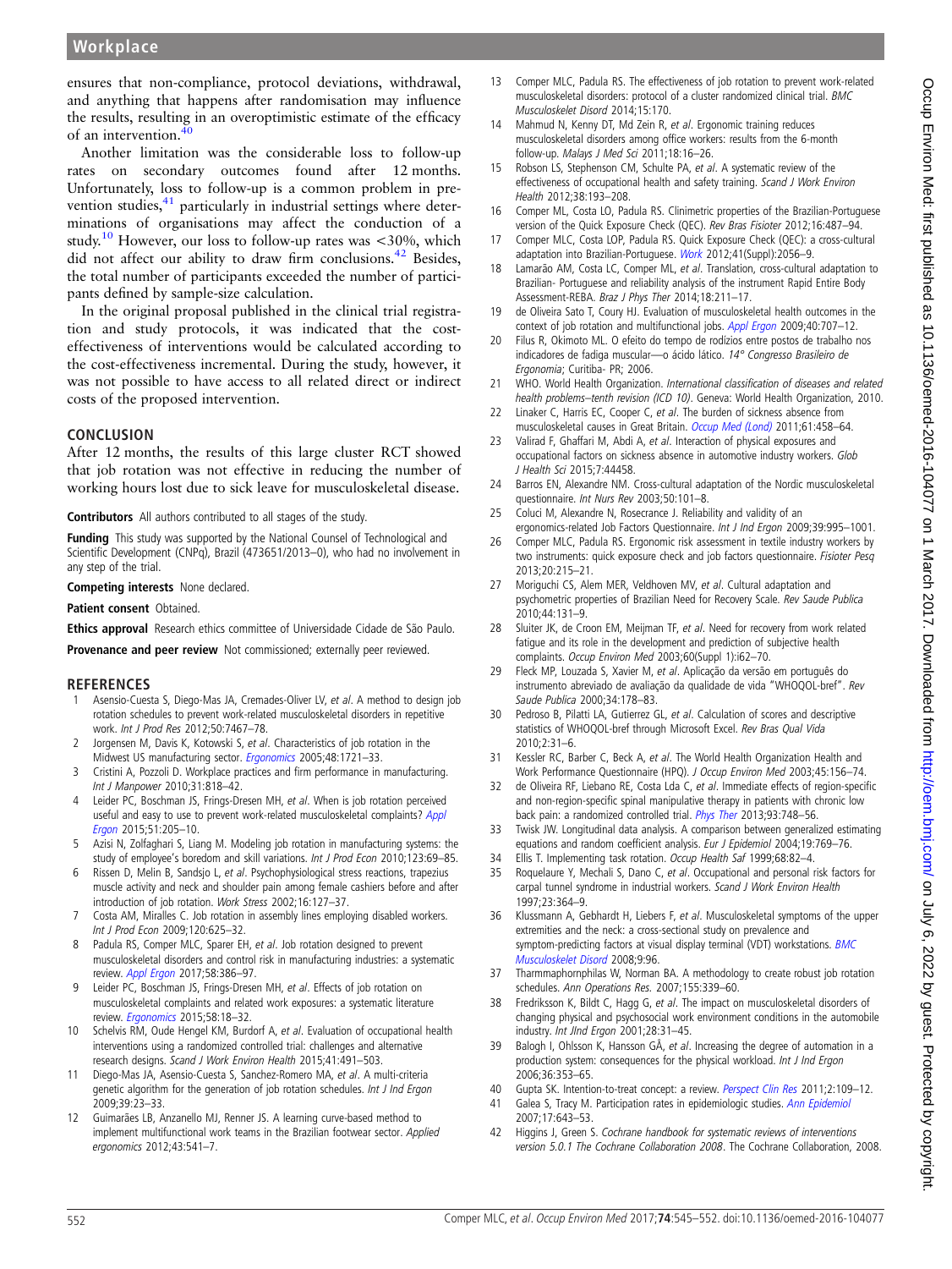ensures that non-compliance, protocol deviations, withdrawal, and anything that happens after randomisation may influence the results, resulting in an overoptimistic estimate of the efficacy of an intervention.[40]

Another limitation was the considerable loss to follow-up rates on secondary outcomes found after 12 months. Unfortunately, loss to follow-up is a common problem in prevention studies,[41] particularly in industrial settings where determinations of organisations may affect the conduction of a study.[10] However, our loss to follow-up rates was <30%, which did not affect our ability to draw firm conclusions.[42] Besides, the total number of participants exceeded the number of participants defined by sample-size calculation.

In the original proposal published in the clinical trial registration and study protocols, it was indicated that the cost-effectiveness of interventions would be calculated according to the cost-effectiveness incremental. During the study, however, it was not possible to have access to all related direct or indirect costs of the proposed intervention.

## CONCLUSION

After 12 months, the results of this large cluster RCT showed that job rotation was not effective in reducing the number of working hours lost due to sick leave for musculoskeletal disease.

**Contributors** All authors contributed to all stages of the study.

**Funding** This study was supported by the National Counsel of Technological and Scientific Development (CNPq), Brazil (473651/2013–0), who had no involvement in any step of the trial.

**Competing interests** None declared.

**Patient consent** Obtained.

**Ethics approval** Research ethics committee of Universidade Cidade de São Paulo.

**Provenance and peer review** Not commissioned; externally peer reviewed.

## REFERENCES

1. Asensio-Cuesta S, Diego-Mas JA, Cremades-Oliver LV, *et al*. A method to design job rotation schedules to prevent work-related musculoskeletal disorders in repetitive work. *Int J Prod Res* 2012;50:7467–78.
2. Jorgensen M, Davis K, Kotowski S, *et al*. Characteristics of job rotation in the Midwest US manufacturing sector. *Ergonomics* 2005;48:1721–33.
3. Cristini A, Pozzoli D. Workplace practices and firm performance in manufacturing. *Int J Manpower* 2010;31:818–42.
4. Leider PC, Boschman JS, Frings-Dresen MH, *et al*. When is job rotation perceived useful and easy to use to prevent work-related musculoskeletal complaints? *Appl Ergon* 2015;51:205–10.
5. Azizi N, Zolfaghari S, Liang M. Modeling job rotation in manufacturing systems: the study of employee's boredom and skill variations. *Int J Prod Econ* 2010;123:69–85.
6. Rissen D, Melin B, Sandsjo L, *et al*. Psychophysiological stress reactions, trapezius muscle activity and neck and shoulder pain among female cashiers before and after introduction of job rotation. *Work Stress* 2002;16:127–37.
7. Costa AM, Miralles C. Job rotation in assembly lines employing disabled workers. *Int J Prod Econ* 2009;120:625–32.
8. Padula RS, Comper MLC, Sparer EH, *et al*. Job rotation designed to prevent musculoskeletal disorders and control risk in manufacturing industries: a systematic review. *Appl Ergon* 2017;58:386–97.
9. Leider PC, Boschman JS, Frings-Dresen MH, *et al*. Effects of job rotation on musculoskeletal complaints and related work exposures: a systematic literature review. *Ergonomics* 2015;58:18–32.
10. Schelvis RM, Oude Hengel KM, Burdorf A, *et al*. Evaluation of occupational health interventions using a randomized controlled trial: challenges and alternative research designs. *Scand J Work Environ Health* 2015;41:491–503.
11. Diego-Mas JA, Asensio-Cuesta S, Sanchez-Romero MA, *et al*. A multi-criteria genetic algorithm for the generation of job rotation schedules. *Int J Ind Ergon* 2009;39:23–33.
12. Guimarães LB, Anzanello MJ, Renner JS. A learning curve-based method to implement multifunctional work teams in the Brazilian footwear sector. *Applied ergonomics* 2012;43:541–7.
13. Comper MLC, Padula RS. The effectiveness of job rotation to prevent work-related musculoskeletal disorders: protocol of a cluster randomized clinical trial. *BMC Musculoskelet Disord* 2014;15:170.
14. Mahmud N, Kenny DT, Md Zein R, *et al*. Ergonomic training reduces musculoskeletal disorders among office workers: results from the 6-month follow-up. *Malays J Med Sci* 2011;18:16–26.
15. Robson LS, Stephenson CM, Schulte PA, *et al*. A systematic review of the effectiveness of occupational health and safety training. *Scand J Work Environ Health* 2012;38:193–208.
16. Comper ML, Costa LO, Padula RS. Clinimetric properties of the Brazilian-Portuguese version of the Quick Exposure Check (QEC). *Rev Bras Fisioter* 2012;16:487–94.
17. Comper MLC, Costa LOP, Padula RS. Quick Exposure Check (QEC): a cross-cultural adaptation into Brazilian-Portuguese. *Work* 2012;41(Suppl):2056–9.
18. Lamarão AM, Costa LC, Comper ML, *et al*. Translation, cross-cultural adaptation to Brazilian- Portuguese and reliability analysis of the instrument Rapid Entire Body Assessment-REBA. *Braz J Phys Ther* 2014;18:211–17.
19. de Oliveira Sato T, Coury HJ. Evaluation of musculoskeletal health outcomes in the context of job rotation and multifunctional jobs. *Appl Ergon* 2009;40:707–12.
20. Filus R, Okimoto ML. O efeito do tempo de rodízios entre postos de trabalho nos indicadores de fadiga muscular—o ácido lático. *14° Congresso Brasileiro de Ergonomia*; Curitiba- PR; 2006.
21. WHO. World Health Organization. *International classification of diseases and related health problems–tenth revision (ICD 10)*. Geneva: World Health Organization, 2010.
22. Linaker C, Harris EC, Cooper C, *et al*. The burden of sickness absence from musculoskeletal causes in Great Britain. *Occup Med (Lond)* 2011;61:458–64.
23. Valirad F, Ghaffari M, Abdi A, *et al*. Interaction of physical exposures and occupational factors on sickness absence in automotive industry workers. *Glob J Health Sci* 2015;7:44458.
24. Barros EN, Alexandre NM. Cross-cultural adaptation of the Nordic musculoskeletal questionnaire. *Int Nurs Rev* 2003;50:101–8.
25. Coluci M, Alexandre N, Rosecrance J. Reliability and validity of an ergonomics-related Job Factors Questionnaire. *Int J Ind Ergon* 2009;39:995–1001.
26. Comper ML, Padula RS. Ergonomic risk assessment in textile industry workers by two instruments: quick exposure check and job factors questionnaire. *Fisioter Pesq* 2013;20:215–21.
27. Moriguchi CS, Alem MER, Veldhoven MV, *et al*. Cultural adaptation and psychometric properties of Brazilian Need for Recovery Scale. *Rev Saude Publica* 2010;44:131–9.
28. Sluiter JK, de Croon EM, Meijman TF, *et al*. Need for recovery from work related fatigue and its role in the development and prediction of subjective health complaints. *Occup Environ Med* 2003;60(Suppl 1):i62–70.
29. Fleck MP, Louzada S, Xavier M, *et al*. Aplicação da versão em português do instrumento abreviado de avaliação da qualidade de vida "WHOQOL-bref". *Rev Saude Publica* 2000;34:178–83.
30. Pedroso B, Pilatti LA, Gutierrez GL, *et al*. Calculation of scores and descriptive statistics of WHOQOL-bref through Microsoft Excel. *Rev Bras Qual Vida* 2010;2:31–6.
31. Kessler RC, Barber C, Beck A, *et al*. The World Health Organization Health and Work Performance Questionnaire (HPQ). *J Occup Environ Med* 2003;45:156–74.
32. de Oliveira RF, Liebano RE, Costa Lda C, *et al*. Immediate effects of region-specific and non-region-specific spinal manipulative therapy in patients with chronic low back pain: a randomized controlled trial. *Phys Ther* 2013;93:748–56.
33. Twisk JW. Longitudinal data analysis. A comparison between generalized estimating equations and random coefficient analysis. *Eur J Epidemiol* 2004;19:769–76.
34. Ellis T. Implementing task rotation. *Occup Health Saf* 1999;68:82–4.
35. Roquelaure Y, Mechali S, Dano C, *et al*. Occupational and personal risk factors for carpal tunnel syndrome in industrial workers. *Scand J Work Environ Health* 1997;23:364–9.
36. Klussmann A, Gebhardt H, Liebers F, *et al*. Musculoskeletal symptoms of the upper extremities and the neck: a cross-sectional study on prevalence and symptom-predicting factors at visual display terminal (VDT) workstations. *BMC Musculoskelet Disord* 2008;9:96.
37. Tharmmaphornphilas W, Norman BA. A methodology to create robust job rotation schedules. *Ann Operations Res.* 2007;155:339–60.
38. Fredriksson K, Bildt C, Hagg G, *et al*. The impact on musculoskeletal disorders of changing physical and psychosocial work environment conditions in the automobile industry. *Int JInd Ergon* 2001;28:31–45.
39. Balogh I, Ohlsson K, Hansson GÅ, *et al*. Increasing the degree of automation in a production system: consequences for the physical workload. *Int J Ind Ergon* 2006;36:353–65.
40. Gupta SK. Intention-to-treat concept: a review. *Perspect Clin Res* 2011;2:109–12.
41. Galea S, Tracy M. Participation rates in epidemiologic studies. *Ann Epidemiol* 2007;17:643–53.
42. Higgins J, Green S. *Cochrane handbook for systematic reviews of interventions version 5.0.1 The Cochrane Collaboration 2008*. The Cochrane Collaboration, 2008.